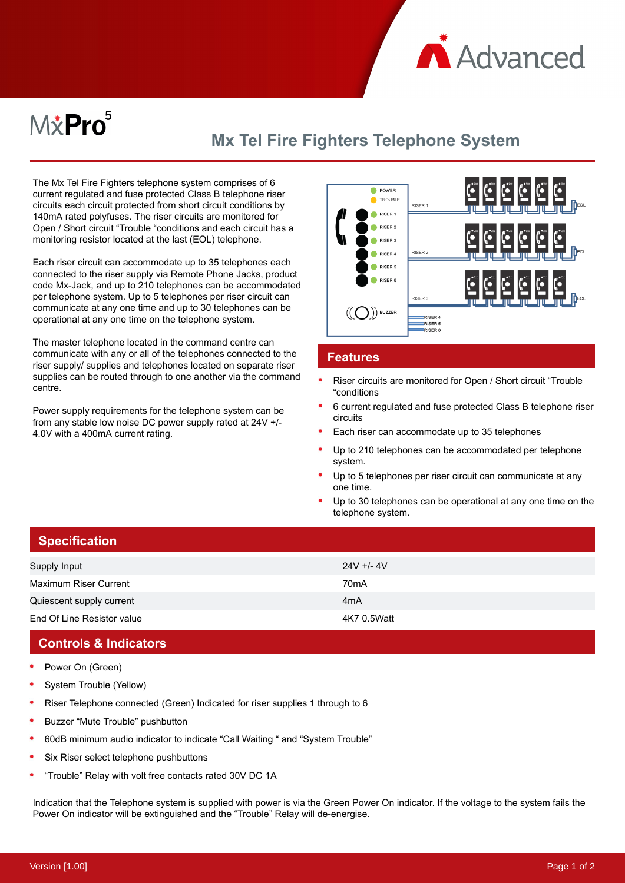# Mx Tel Fire Fighters Telephone System

The Mx Tel Fire Fighters telephone system comprises of 6 current regulated and fuse protected Class B telephone riser circuits each circuit protected from short circuit conditions by 140mA rated polyfuses. The riser circuits are monitored for Open / Short circuit "Trouble "conditions and each circuit has a monitoring resistor located at the last (EOL) telephone.

Each riser circuit can accommodate up to 35 telephones each connected to the riser supply via Remote Phone Jacks, product code Mx-Jack, and up to 210 telephones can be accommodated per telephone system. Up to 5 telephones per riser circuit can communicate at any one time and up to 30 telephones can be operational at any one time on the telephone system.

The master telephone located in the command centre can communicate with any or all of the telephones connected to the riser supply/ supplies and telephones located on separate riser supplies can be routed through to one another via the command centre.

Power supply requirements for the telephone system can be from any stable low noise DC power supply rated at 24V +/- 4.0V with a 400mA current rating.

## Features

- Riser circuits are monitored for Open / Short circuit "Trouble "conditions
- 6 current regulated and fuse protected Class B telephone riser circuits
- Each riser can accommodate up to 35 telephones
- Up to 210 telephones can be accommodated per telephone system.
- Up to 5 telephones per riser circuit can communicate at any one time.
- Up to 30 telephones can be operational at any one time on the telephone system.

## Specification

| | |
|---|---|
| Supply Input | 24V +/- 4V |
| Maximum Riser Current | 70mA |
| Quiescent supply current | 4mA |
| End Of Line Resistor value | 4K7 0.5Watt |

## Controls & Indicators

- Power On (Green)
- System Trouble (Yellow)
- Riser Telephone connected (Green) Indicated for riser supplies 1 through to 6
- Buzzer "Mute Trouble" pushbutton
- 60dB minimum audio indicator to indicate "Call Waiting " and "System Trouble"
- Six Riser select telephone pushbuttons
- "Trouble" Relay with volt free contacts rated 30V DC 1A

Indication that the Telephone system is supplied with power is via the Green Power On indicator. If the voltage to the system fails the Power On indicator will be extinguished and the "Trouble" Relay will de-energise.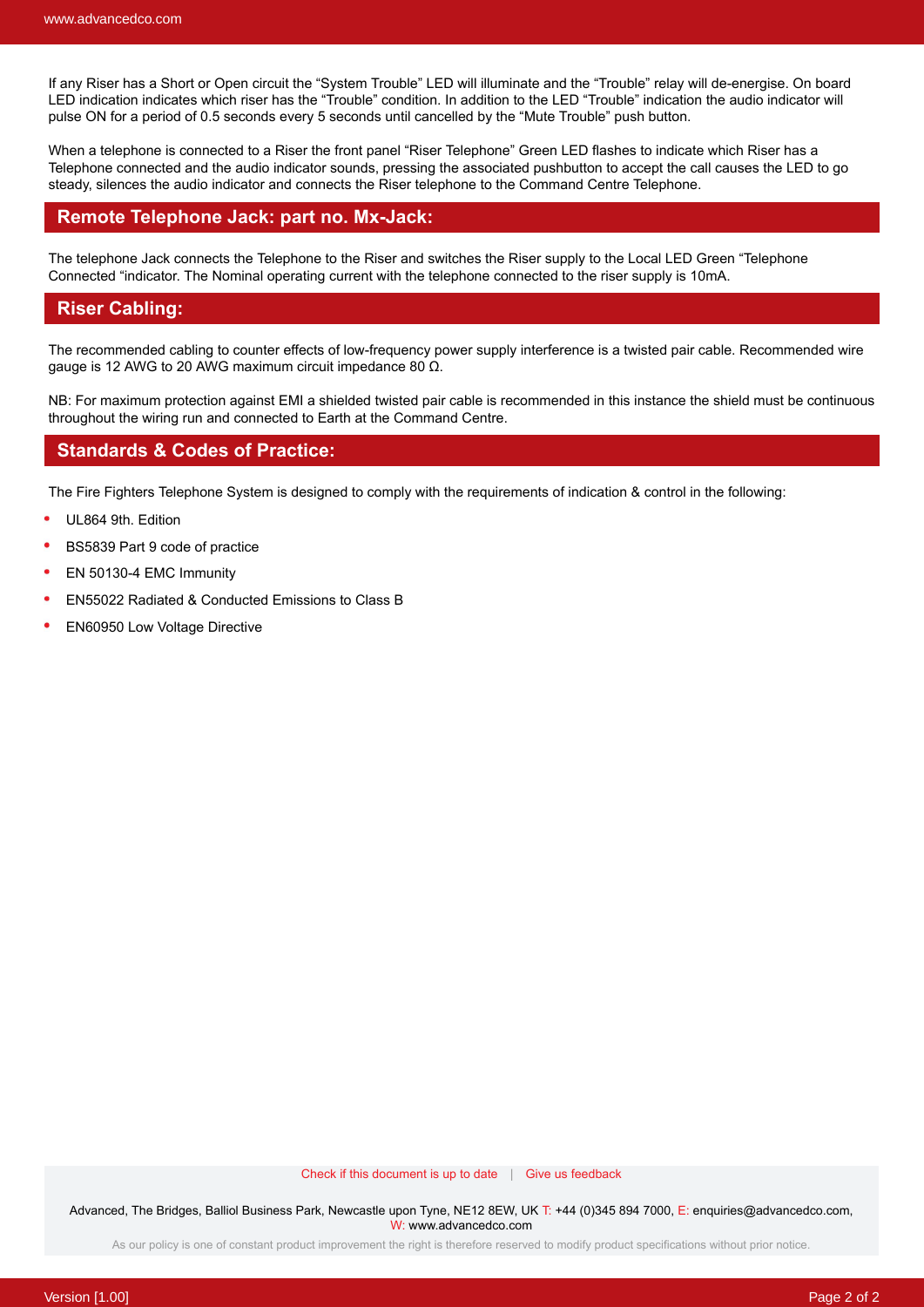If any Riser has a Short or Open circuit the “System Trouble” LED will illuminate and the “Trouble” relay will de-energise. On board LED indication indicates which riser has the “Trouble” condition. In addition to the LED “Trouble” indication the audio indicator will pulse ON for a period of 0.5 seconds every 5 seconds until cancelled by the “Mute Trouble” push button.

When a telephone is connected to a Riser the front panel “Riser Telephone” Green LED flashes to indicate which Riser has a Telephone connected and the audio indicator sounds, pressing the associated pushbutton to accept the call causes the LED to go steady, silences the audio indicator and connects the Riser telephone to the Command Centre Telephone.

## Remote Telephone Jack: part no. Mx-Jack:

The telephone Jack connects the Telephone to the Riser and switches the Riser supply to the Local LED Green “Telephone Connected “indicator. The Nominal operating current with the telephone connected to the riser supply is 10mA.

## Riser Cabling:

The recommended cabling to counter effects of low-frequency power supply interference is a twisted pair cable. Recommended wire gauge is 12 AWG to 20 AWG maximum circuit impedance 80 Ω.

NB: For maximum protection against EMI a shielded twisted pair cable is recommended in this instance the shield must be continuous throughout the wiring run and connected to Earth at the Command Centre.

## Standards & Codes of Practice:

The Fire Fighters Telephone System is designed to comply with the requirements of indication & control in the following:

- UL864 9th. Edition
- BS5839 Part 9 code of practice
- EN 50130-4 EMC Immunity
- EN55022 Radiated & Conducted Emissions to Class B
- EN60950 Low Voltage Directive

Check if this document is up to date | Give us feedback

Advanced, The Bridges, Balliol Business Park, Newcastle upon Tyne, NE12 8EW, UK T: +44 (0)345 894 7000, E: enquiries@advancedco.com, W: www.advancedco.com

As our policy is one of constant product improvement the right is therefore reserved to modify product specifications without prior notice.

Version [1.00]